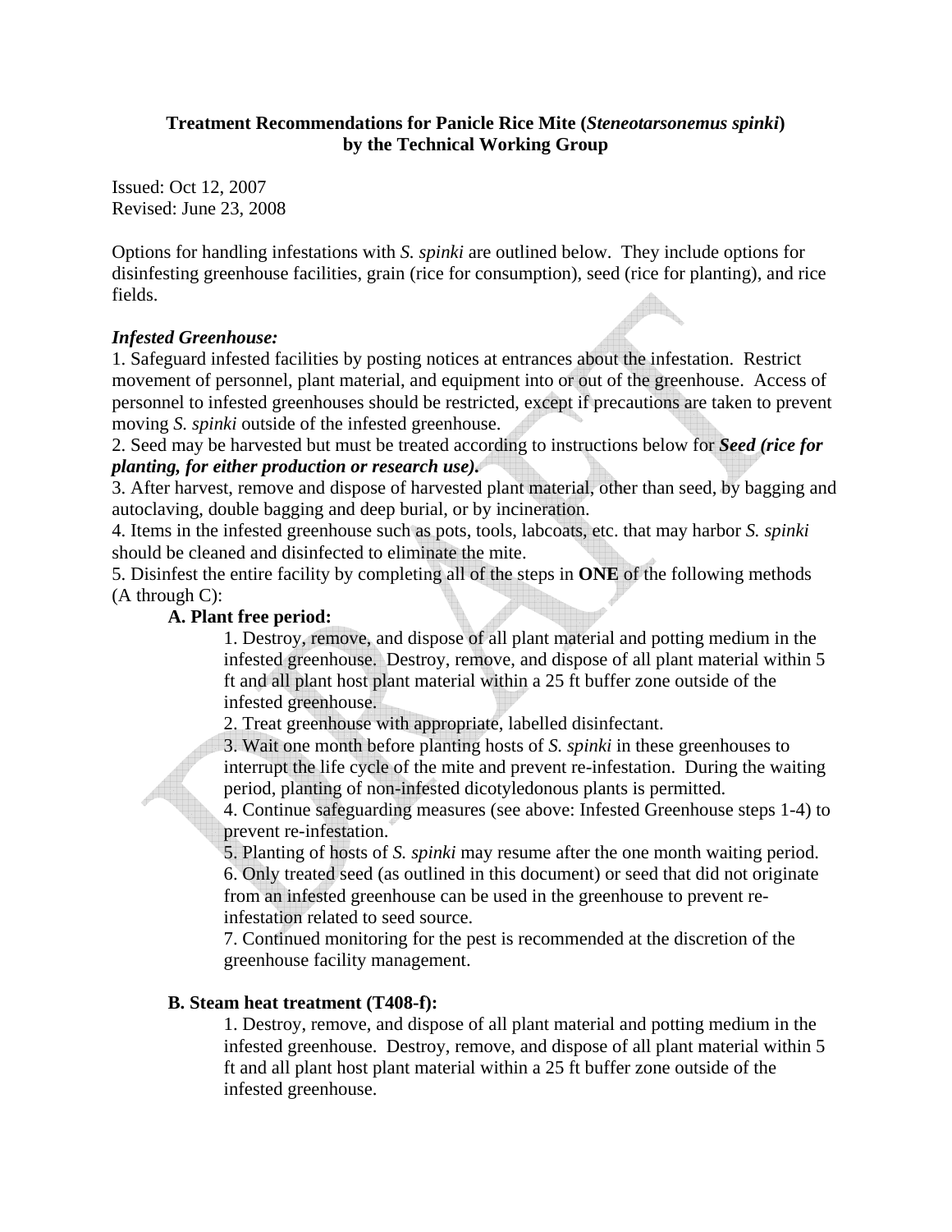**Treatment Recommendations for Panicle Rice Mite (*Steneotarsonemus spinki*) by the Technical Working Group**

Issued: Oct 12, 2007
Revised: June 23, 2008

Options for handling infestations with *S. spinki* are outlined below. They include options for disinfesting greenhouse facilities, grain (rice for consumption), seed (rice for planting), and rice fields.

***Infested Greenhouse:***

1. Safeguard infested facilities by posting notices at entrances about the infestation. Restrict movement of personnel, plant material, and equipment into or out of the greenhouse. Access of personnel to infested greenhouses should be restricted, except if precautions are taken to prevent moving *S. spinki* outside of the infested greenhouse.
2. Seed may be harvested but must be treated according to instructions below for ***Seed (rice for planting, for either production or research use).***
3. After harvest, remove and dispose of harvested plant material, other than seed, by bagging and autoclaving, double bagging and deep burial, or by incineration.
4. Items in the infested greenhouse such as pots, tools, labcoats, etc. that may harbor *S. spinki* should be cleaned and disinfected to eliminate the mite.
5. Disinfest the entire facility by completing all of the steps in **ONE** of the following methods (A through C):

**A. Plant free period:**

1. Destroy, remove, and dispose of all plant material and potting medium in the infested greenhouse. Destroy, remove, and dispose of all plant material within 5 ft and all plant host plant material within a 25 ft buffer zone outside of the infested greenhouse.
2. Treat greenhouse with appropriate, labelled disinfectant.
3. Wait one month before planting hosts of *S. spinki* in these greenhouses to interrupt the life cycle of the mite and prevent re-infestation. During the waiting period, planting of non-infested dicotyledonous plants is permitted.
4. Continue safeguarding measures (see above: Infested Greenhouse steps 1-4) to prevent re-infestation.
5. Planting of hosts of *S. spinki* may resume after the one month waiting period.
6. Only treated seed (as outlined in this document) or seed that did not originate from an infested greenhouse can be used in the greenhouse to prevent re-infestation related to seed source.
7. Continued monitoring for the pest is recommended at the discretion of the greenhouse facility management.

**B. Steam heat treatment (T408-f):**

1. Destroy, remove, and dispose of all plant material and potting medium in the infested greenhouse. Destroy, remove, and dispose of all plant material within 5 ft and all plant host plant material within a 25 ft buffer zone outside of the infested greenhouse.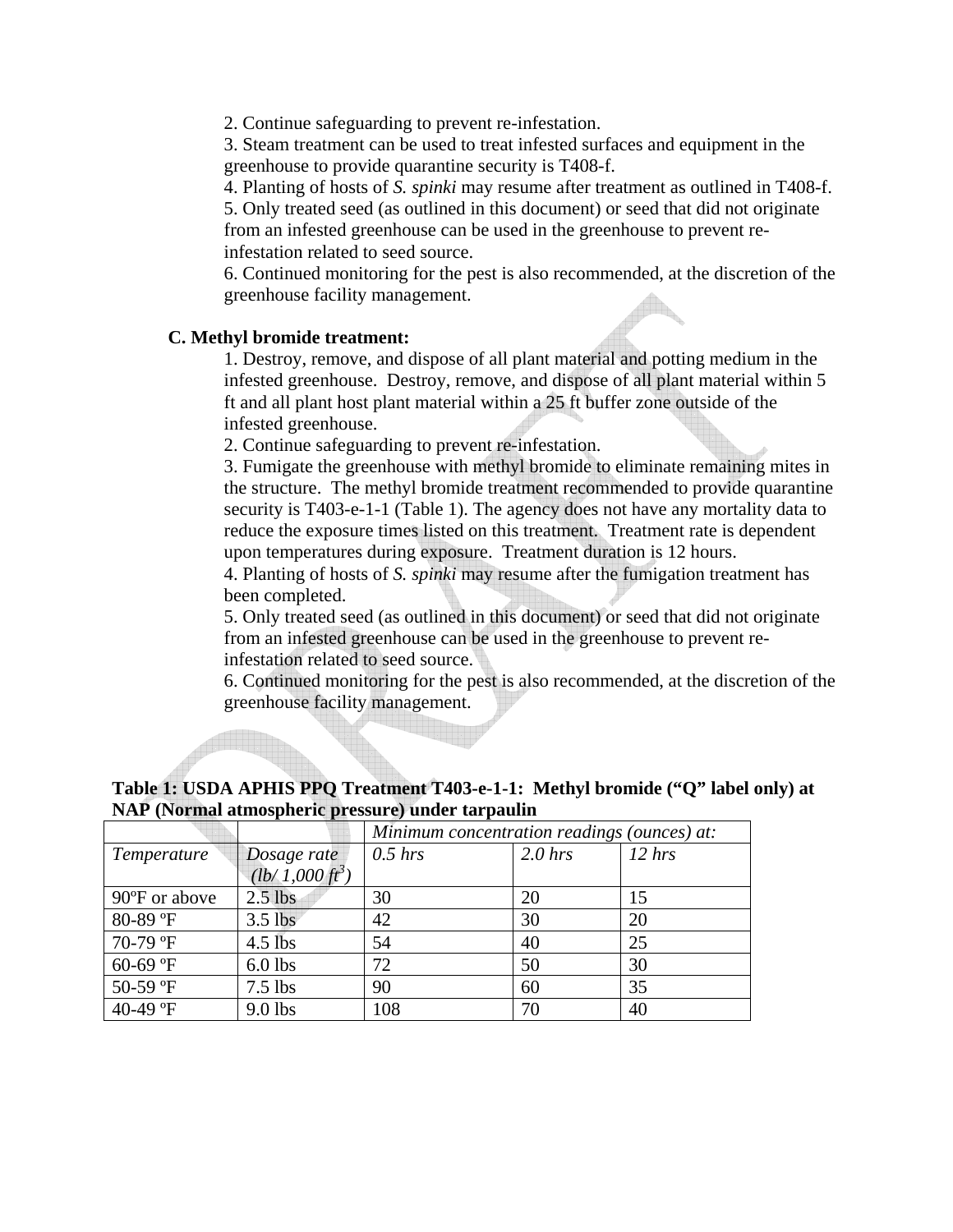2. Continue safeguarding to prevent re-infestation.
3. Steam treatment can be used to treat infested surfaces and equipment in the greenhouse to provide quarantine security is T408-f.
4. Planting of hosts of *S. spinki* may resume after treatment as outlined in T408-f.
5. Only treated seed (as outlined in this document) or seed that did not originate from an infested greenhouse can be used in the greenhouse to prevent re-infestation related to seed source.
6. Continued monitoring for the pest is also recommended, at the discretion of the greenhouse facility management.

**C. Methyl bromide treatment:**

1. Destroy, remove, and dispose of all plant material and potting medium in the infested greenhouse. Destroy, remove, and dispose of all plant material within 5 ft and all plant host plant material within a 25 ft buffer zone outside of the infested greenhouse.
2. Continue safeguarding to prevent re-infestation.
3. Fumigate the greenhouse with methyl bromide to eliminate remaining mites in the structure. The methyl bromide treatment recommended to provide quarantine security is T403-e-1-1 (Table 1). The agency does not have any mortality data to reduce the exposure times listed on this treatment. Treatment rate is dependent upon temperatures during exposure. Treatment duration is 12 hours.
4. Planting of hosts of *S. spinki* may resume after the fumigation treatment has been completed.
5. Only treated seed (as outlined in this document) or seed that did not originate from an infested greenhouse can be used in the greenhouse to prevent re-infestation related to seed source.
6. Continued monitoring for the pest is also recommended, at the discretion of the greenhouse facility management.

**Table 1: USDA APHIS PPQ Treatment T403-e-1-1: Methyl bromide ("Q" label only) at NAP (Normal atmospheric pressure) under tarpaulin**

| | | *Minimum concentration readings (ounces) at:* | | |
|---|---|---|---|---|
| *Temperature* | *Dosage rate (lb/ 1,000 $ft^3$)* | *0.5 hrs* | *2.0 hrs* | *12 hrs* |
| 90ºF or above | 2.5 lbs | 30 | 20 | 15 |
| 80-89 ºF | 3.5 lbs | 42 | 30 | 20 |
| 70-79 ºF | 4.5 lbs | 54 | 40 | 25 |
| 60-69 ºF | 6.0 lbs | 72 | 50 | 30 |
| 50-59 ºF | 7.5 lbs | 90 | 60 | 35 |
| 40-49 ºF | 9.0 lbs | 108 | 70 | 40 |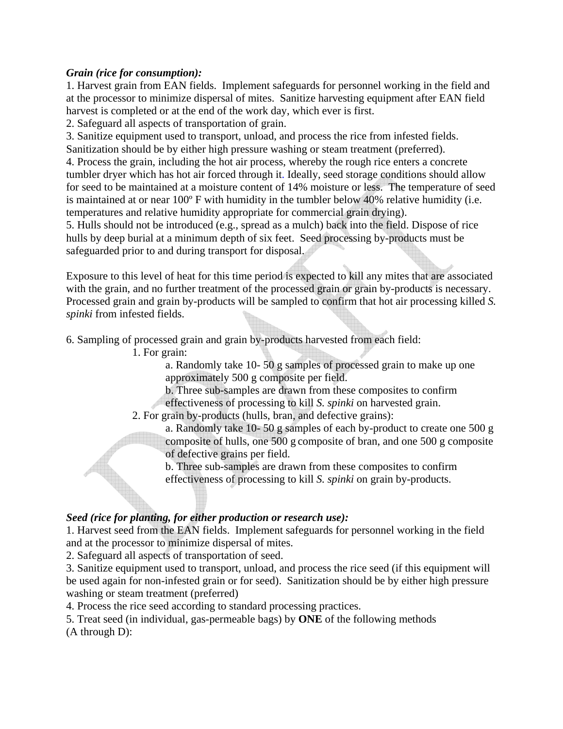***Grain (rice for consumption):***

1. Harvest grain from EAN fields. Implement safeguards for personnel working in the field and at the processor to minimize dispersal of mites. Sanitize harvesting equipment after EAN field harvest is completed or at the end of the work day, which ever is first.
2. Safeguard all aspects of transportation of grain.
3. Sanitize equipment used to transport, unload, and process the rice from infested fields. Sanitization should be by either high pressure washing or steam treatment (preferred).
4. Process the grain, including the hot air process, whereby the rough rice enters a concrete tumbler dryer which has hot air forced through it. Ideally, seed storage conditions should allow for seed to be maintained at a moisture content of 14% moisture or less. The temperature of seed is maintained at or near 100º F with humidity in the tumbler below 40% relative humidity (i.e. temperatures and relative humidity appropriate for commercial grain drying).
5. Hulls should not be introduced (e.g., spread as a mulch) back into the field. Dispose of rice hulls by deep burial at a minimum depth of six feet. Seed processing by-products must be safeguarded prior to and during transport for disposal.

Exposure to this level of heat for this time period is expected to kill any mites that are associated with the grain, and no further treatment of the processed grain or grain by-products is necessary. Processed grain and grain by-products will be sampled to confirm that hot air processing killed *S. spinki* from infested fields.

6. Sampling of processed grain and grain by-products harvested from each field:
    1. For grain:
        a. Randomly take 10- 50 g samples of processed grain to make up one approximately 500 g composite per field.
        b. Three sub-samples are drawn from these composites to confirm effectiveness of processing to kill *S. spinki* on harvested grain.
    2. For grain by-products (hulls, bran, and defective grains):
        a. Randomly take 10- 50 g samples of each by-product to create one 500 g composite of hulls, one 500 g composite of bran, and one 500 g composite of defective grains per field.
        b. Three sub-samples are drawn from these composites to confirm effectiveness of processing to kill *S. spinki* on grain by-products.

***Seed (rice for planting, for either production or research use):***

1. Harvest seed from the EAN fields. Implement safeguards for personnel working in the field and at the processor to minimize dispersal of mites.
2. Safeguard all aspects of transportation of seed.
3. Sanitize equipment used to transport, unload, and process the rice seed (if this equipment will be used again for non-infested grain or for seed). Sanitization should be by either high pressure washing or steam treatment (preferred)
4. Process the rice seed according to standard processing practices.
5. Treat seed (in individual, gas-permeable bags) by **ONE** of the following methods (A through D):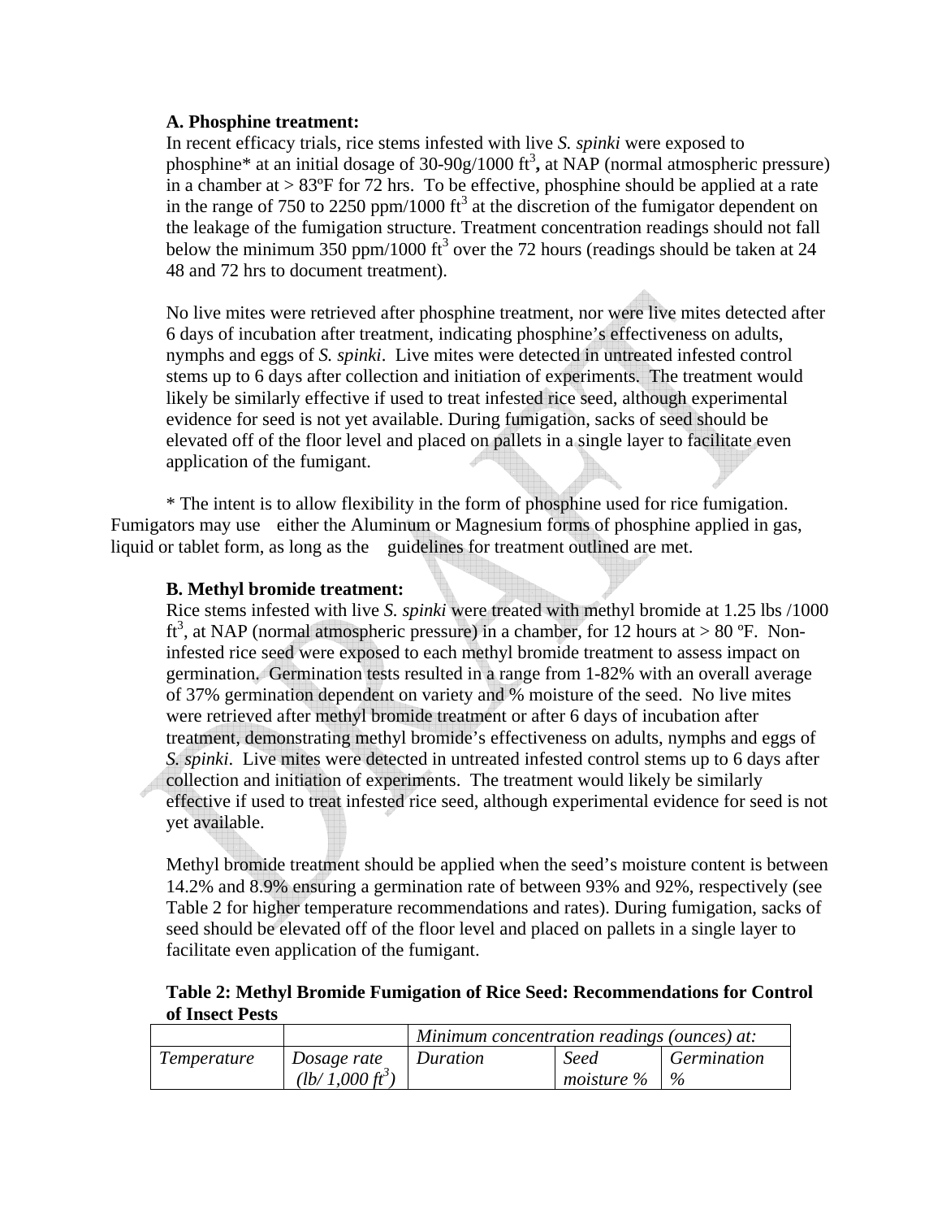**A. Phosphine treatment:**

In recent efficacy trials, rice stems infested with live *S. spinki* were exposed to phosphine* at an initial dosage of 30-90g/1000 $ft^3$**,** at NAP (normal atmospheric pressure) in a chamber at > 83ºF for 72 hrs. To be effective, phosphine should be applied at a rate in the range of 750 to 2250 ppm/1000 $ft^3$ at the discretion of the fumigator dependent on the leakage of the fumigation structure. Treatment concentration readings should not fall below the minimum 350 ppm/1000 $ft^3$ over the 72 hours (readings should be taken at 24 48 and 72 hrs to document treatment).

No live mites were retrieved after phosphine treatment, nor were live mites detected after 6 days of incubation after treatment, indicating phosphine's effectiveness on adults, nymphs and eggs of *S. spinki*. Live mites were detected in untreated infested control stems up to 6 days after collection and initiation of experiments. The treatment would likely be similarly effective if used to treat infested rice seed, although experimental evidence for seed is not yet available. During fumigation, sacks of seed should be elevated off of the floor level and placed on pallets in a single layer to facilitate even application of the fumigant.

* The intent is to allow flexibility in the form of phosphine used for rice fumigation. Fumigators may use either the Aluminum or Magnesium forms of phosphine applied in gas, liquid or tablet form, as long as the guidelines for treatment outlined are met.

**B. Methyl bromide treatment:**

Rice stems infested with live *S. spinki* were treated with methyl bromide at 1.25 lbs /1000 $ft^3$, at NAP (normal atmospheric pressure) in a chamber, for 12 hours at > 80 ºF. Non-infested rice seed were exposed to each methyl bromide treatment to assess impact on germination. Germination tests resulted in a range from 1-82% with an overall average of 37% germination dependent on variety and % moisture of the seed. No live mites were retrieved after methyl bromide treatment or after 6 days of incubation after treatment, demonstrating methyl bromide's effectiveness on adults, nymphs and eggs of *S. spinki*. Live mites were detected in untreated infested control stems up to 6 days after collection and initiation of experiments. The treatment would likely be similarly effective if used to treat infested rice seed, although experimental evidence for seed is not yet available.

Methyl bromide treatment should be applied when the seed's moisture content is between 14.2% and 8.9% ensuring a germination rate of between 93% and 92%, respectively (see Table 2 for higher temperature recommendations and rates). During fumigation, sacks of seed should be elevated off of the floor level and placed on pallets in a single layer to facilitate even application of the fumigant.

**Table 2: Methyl Bromide Fumigation of Rice Seed: Recommendations for Control of Insect Pests**

| | | *Minimum concentration readings (ounces) at:* | | |
|---|---|---|---|---|
| *Temperature* | *Dosage rate ($lb/1,000\ ft^3$)* | *Duration* | *Seed moisture %* | *Germination %* |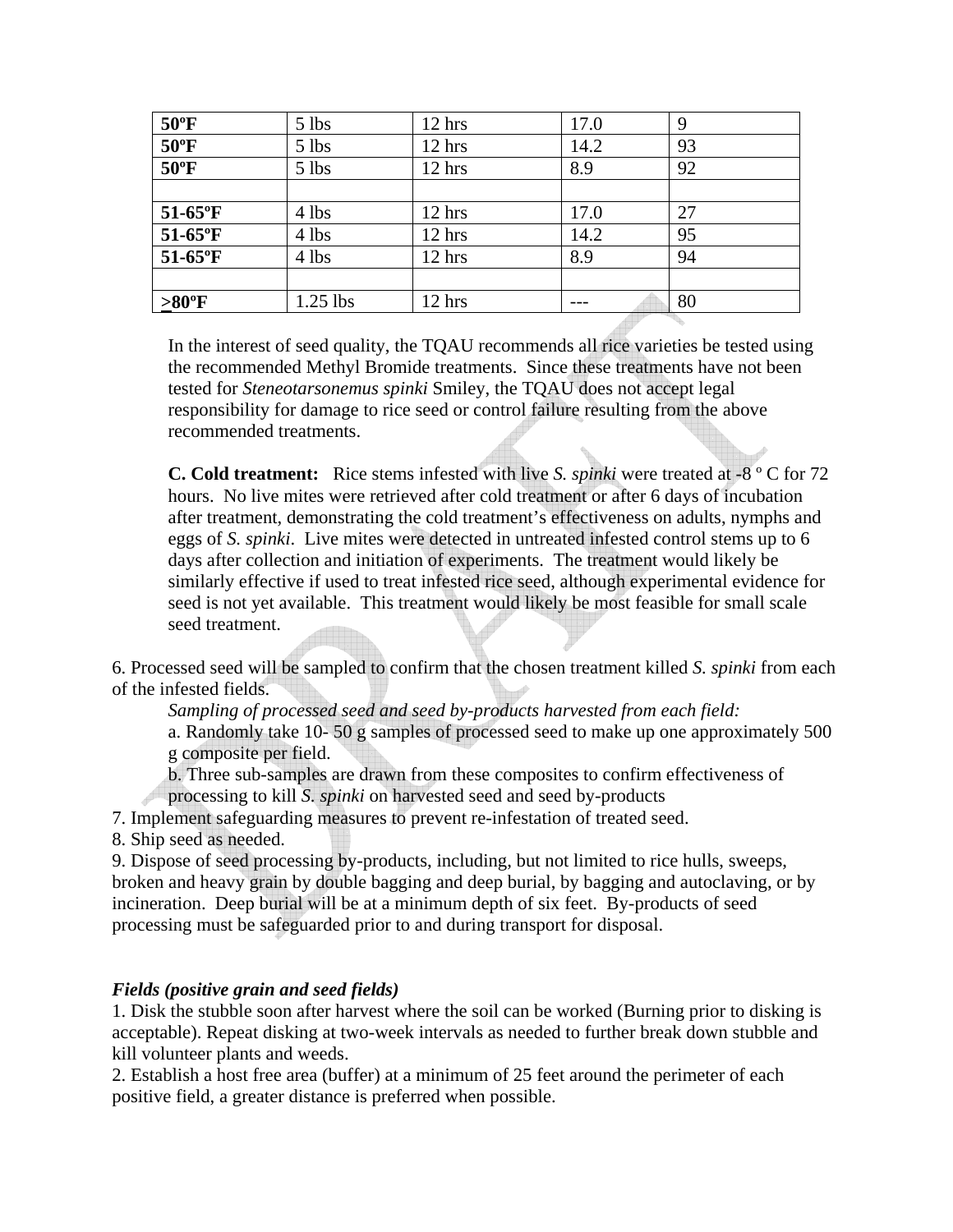| **50ºF** | 5 lbs | 12 hrs | 17.0 | 9 |
|---|---|---|---|---|
| **50ºF** | 5 lbs | 12 hrs | 14.2 | 93 |
| **50ºF** | 5 lbs | 12 hrs | 8.9 | 92 |
| | | | | |
| **51-65ºF** | 4 lbs | 12 hrs | 17.0 | 27 |
| **51-65ºF** | 4 lbs | 12 hrs | 14.2 | 95 |
| **51-65ºF** | 4 lbs | 12 hrs | 8.9 | 94 |
| | | | | |
| **≥80ºF** | 1.25 lbs | 12 hrs | --- | 80 |

In the interest of seed quality, the TQAU recommends all rice varieties be tested using the recommended Methyl Bromide treatments. Since these treatments have not been tested for *Steneotarsonemus spinki* Smiley, the TQAU does not accept legal responsibility for damage to rice seed or control failure resulting from the above recommended treatments.

**C. Cold treatment:** Rice stems infested with live *S. spinki* were treated at -8 º C for 72 hours. No live mites were retrieved after cold treatment or after 6 days of incubation after treatment, demonstrating the cold treatment's effectiveness on adults, nymphs and eggs of *S. spinki*. Live mites were detected in untreated infested control stems up to 6 days after collection and initiation of experiments. The treatment would likely be similarly effective if used to treat infested rice seed, although experimental evidence for seed is not yet available. This treatment would likely be most feasible for small scale seed treatment.

6. Processed seed will be sampled to confirm that the chosen treatment killed *S. spinki* from each of the infested fields.

*Sampling of processed seed and seed by-products harvested from each field:*

a. Randomly take 10- 50 g samples of processed seed to make up one approximately 500 g composite per field.

b. Three sub-samples are drawn from these composites to confirm effectiveness of processing to kill *S. spinki* on harvested seed and seed by-products

7. Implement safeguarding measures to prevent re-infestation of treated seed.
8. Ship seed as needed.
9. Dispose of seed processing by-products, including, but not limited to rice hulls, sweeps, broken and heavy grain by double bagging and deep burial, by bagging and autoclaving, or by incineration. Deep burial will be at a minimum depth of six feet. By-products of seed processing must be safeguarded prior to and during transport for disposal.

***Fields (positive grain and seed fields)***

1. Disk the stubble soon after harvest where the soil can be worked (Burning prior to disking is acceptable). Repeat disking at two-week intervals as needed to further break down stubble and kill volunteer plants and weeds.
2. Establish a host free area (buffer) at a minimum of 25 feet around the perimeter of each positive field, a greater distance is preferred when possible.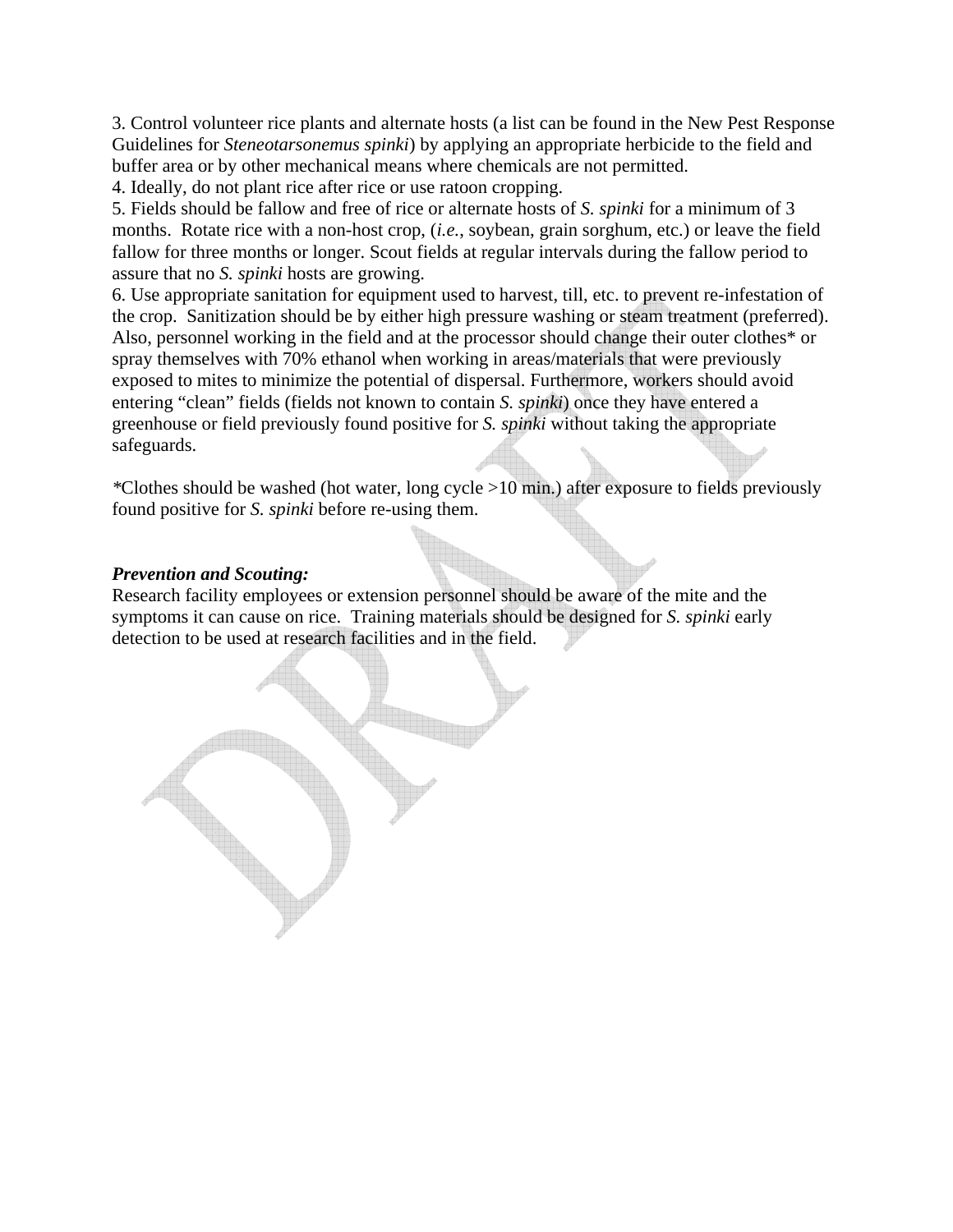3. Control volunteer rice plants and alternate hosts (a list can be found in the New Pest Response Guidelines for *Steneotarsonemus spinki*) by applying an appropriate herbicide to the field and buffer area or by other mechanical means where chemicals are not permitted.
4. Ideally, do not plant rice after rice or use ratoon cropping.
5. Fields should be fallow and free of rice or alternate hosts of *S. spinki* for a minimum of 3 months. Rotate rice with a non-host crop, (*i.e.*, soybean, grain sorghum, etc.) or leave the field fallow for three months or longer. Scout fields at regular intervals during the fallow period to assure that no *S. spinki* hosts are growing.
6. Use appropriate sanitation for equipment used to harvest, till, etc. to prevent re-infestation of the crop. Sanitization should be by either high pressure washing or steam treatment (preferred). Also, personnel working in the field and at the processor should change their outer clothes* or spray themselves with 70% ethanol when working in areas/materials that were previously exposed to mites to minimize the potential of dispersal. Furthermore, workers should avoid entering "clean" fields (fields not known to contain *S. spinki*) once they have entered a greenhouse or field previously found positive for *S. spinki* without taking the appropriate safeguards.

*Clothes should be washed (hot water, long cycle >10 min.) after exposure to fields previously found positive for *S. spinki* before re-using them.

***Prevention and Scouting:***

Research facility employees or extension personnel should be aware of the mite and the symptoms it can cause on rice. Training materials should be designed for *S. spinki* early detection to be used at research facilities and in the field.